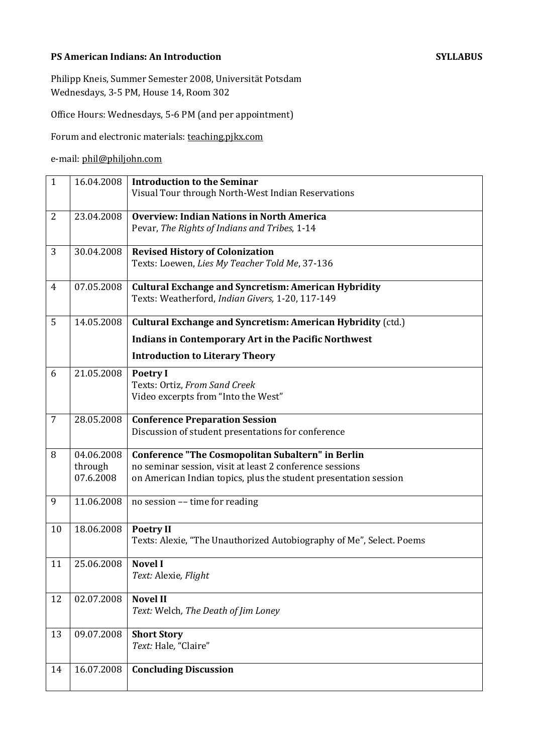**PS American Indians: An Introduction** **SYLLABUS**

Philipp Kneis, Summer Semester 2008, Universität Potsdam
Wednesdays, 3-5 PM, House 14, Room 302

Office Hours: Wednesdays, 5-6 PM (and per appointment)

Forum and electronic materials: teaching.pjkx.com

e-mail: phil@philjohn.com

| | | |
|---|---|---|
| 1 | 16.04.2008 | **Introduction to the Seminar**<br>Visual Tour through North-West Indian Reservations |
| 2 | 23.04.2008 | **Overview: Indian Nations in North America**<br>Pevar, *The Rights of Indians and Tribes*, 1-14 |
| 3 | 30.04.2008 | **Revised History of Colonization**<br>Texts: Loewen, *Lies My Teacher Told Me*, 37-136 |
| 4 | 07.05.2008 | **Cultural Exchange and Syncretism: American Hybridity**<br>Texts: Weatherford, *Indian Givers,* 1-20, 117-149 |
| 5 | 14.05.2008 | **Cultural Exchange and Syncretism: American Hybridity** (ctd.)<br>**Indians in Contemporary Art in the Pacific Northwest**<br>**Introduction to Literary Theory** |
| 6 | 21.05.2008 | **Poetry I**<br>Texts: Ortiz, *From Sand Creek*<br>Video excerpts from "Into the West" |
| 7 | 28.05.2008 | **Conference Preparation Session**<br>Discussion of student presentations for conference |
| 8 | 04.06.2008 through 07.6.2008 | **Conference "The Cosmopolitan Subaltern" in Berlin**<br>no seminar session, visit at least 2 conference sessions on American Indian topics, plus the student presentation session |
| 9 | 11.06.2008 | no session –– time for reading |
| 10 | 18.06.2008 | **Poetry II**<br>Texts: Alexie, "The Unauthorized Autobiography of Me", Select. Poems |
| 11 | 25.06.2008 | **Novel I**<br>*Text:* Alexie*, Flight* |
| 12 | 02.07.2008 | **Novel II**<br>*Text:* Welch*, The Death of Jim Loney* |
| 13 | 09.07.2008 | **Short Story**<br>*Text:* Hale*,* "Claire" |
| 14 | 16.07.2008 | **Concluding Discussion** |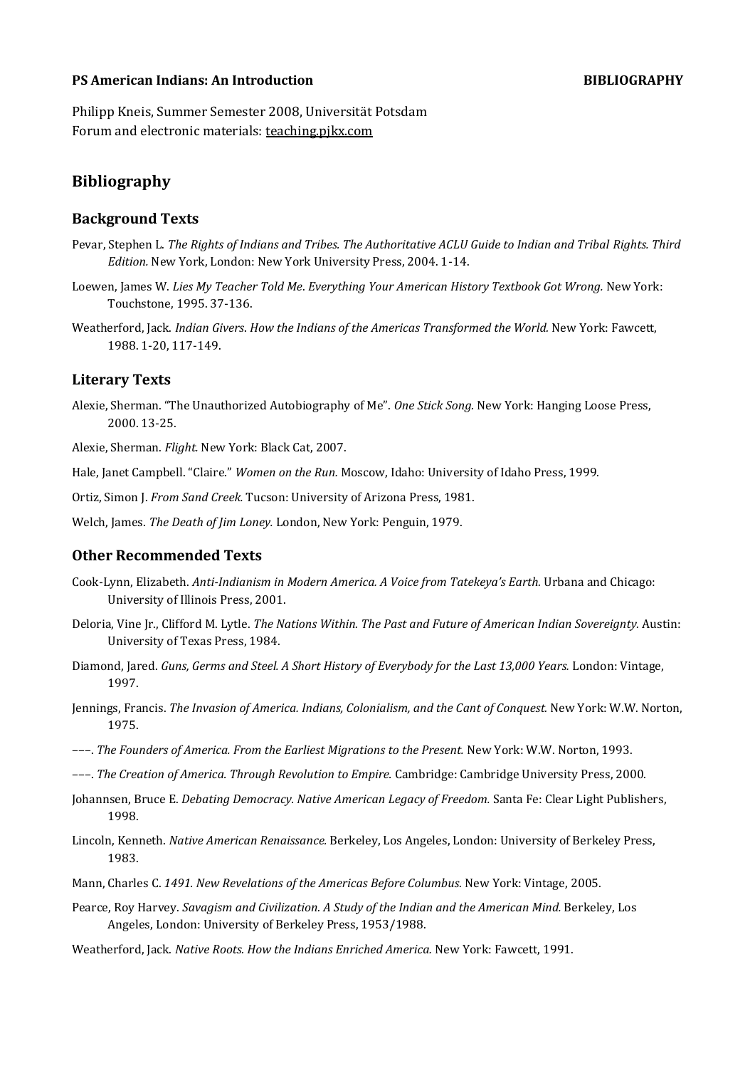**PS American Indians: An Introduction** **BIBLIOGRAPHY**

Philipp Kneis, Summer Semester 2008, Universität Potsdam
Forum and electronic materials: teaching.pjkx.com

## Bibliography

### Background Texts

Pevar, Stephen L. *The Rights of Indians and Tribes. The Authoritative ACLU Guide to Indian and Tribal Rights. Third Edition.* New York, London: New York University Press, 2004. 1-14.

Loewen, James W. *Lies My Teacher Told Me. Everything Your American History Textbook Got Wrong.* New York: Touchstone, 1995. 37-136.

Weatherford, Jack. *Indian Givers. How the Indians of the Americas Transformed the World.* New York: Fawcett, 1988. 1-20, 117-149.

### Literary Texts

Alexie, Sherman. "The Unauthorized Autobiography of Me". *One Stick Song.* New York: Hanging Loose Press, 2000. 13-25.

Alexie, Sherman. *Flight.* New York: Black Cat, 2007.

Hale, Janet Campbell. "Claire." *Women on the Run.* Moscow, Idaho: University of Idaho Press, 1999.

Ortiz, Simon J. *From Sand Creek.* Tucson: University of Arizona Press, 1981.

Welch, James. *The Death of Jim Loney.* London, New York: Penguin, 1979.

### Other Recommended Texts

Cook-Lynn, Elizabeth. *Anti-Indianism in Modern America. A Voice from Tatekeya's Earth.* Urbana and Chicago: University of Illinois Press, 2001.

Deloria, Vine Jr., Clifford M. Lytle. *The Nations Within. The Past and Future of American Indian Sovereignty.* Austin: University of Texas Press, 1984.

Diamond, Jared. *Guns, Germs and Steel. A Short History of Everybody for the Last 13,000 Years.* London: Vintage, 1997.

Jennings, Francis. *The Invasion of America. Indians, Colonialism, and the Cant of Conquest.* New York: W.W. Norton, 1975.

–––. *The Founders of America. From the Earliest Migrations to the Present.* New York: W.W. Norton, 1993.

–––. *The Creation of America. Through Revolution to Empire.* Cambridge: Cambridge University Press, 2000.

Johannsen, Bruce E. *Debating Democracy. Native American Legacy of Freedom.* Santa Fe: Clear Light Publishers, 1998.

Lincoln, Kenneth. *Native American Renaissance.* Berkeley, Los Angeles, London: University of Berkeley Press, 1983.

Mann, Charles C. *1491. New Revelations of the Americas Before Columbus.* New York: Vintage, 2005.

Pearce, Roy Harvey. *Savagism and Civilization. A Study of the Indian and the American Mind.* Berkeley, Los Angeles, London: University of Berkeley Press, 1953/1988.

Weatherford, Jack. *Native Roots. How the Indians Enriched America.* New York: Fawcett, 1991.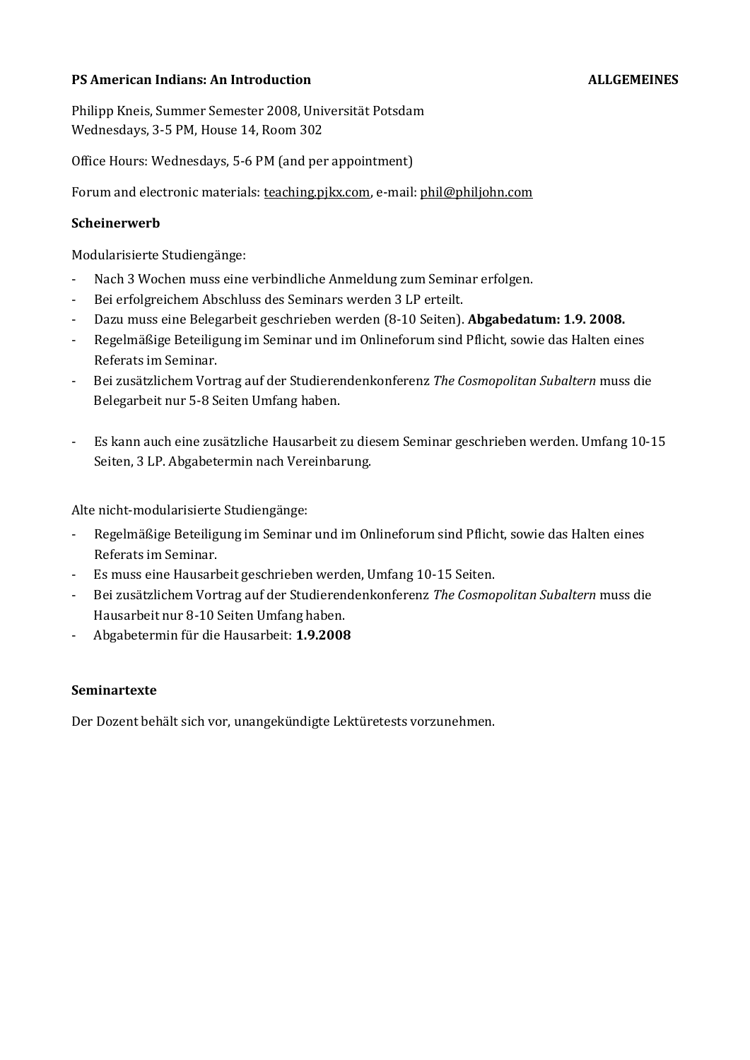**PS American Indians: An Introduction** **ALLGEMEINES**

Philipp Kneis, Summer Semester 2008, Universität Potsdam
Wednesdays, 3-5 PM, House 14, Room 302

Office Hours: Wednesdays, 5-6 PM (and per appointment)

Forum and electronic materials: teaching.pjkx.com, e-mail: phil@philjohn.com

### Scheinerwerb

Modularisierte Studiengänge:

- Nach 3 Wochen muss eine verbindliche Anmeldung zum Seminar erfolgen.
- Bei erfolgreichem Abschluss des Seminars werden 3 LP erteilt.
- Dazu muss eine Belegarbeit geschrieben werden (8-10 Seiten). **Abgabedatum: 1.9. 2008.**
- Regelmäßige Beteiligung im Seminar und im Onlineforum sind Pflicht, sowie das Halten eines Referats im Seminar.
- Bei zusätzlichem Vortrag auf der Studierendenkonferenz *The Cosmopolitan Subaltern* muss die Belegarbeit nur 5-8 Seiten Umfang haben.

- Es kann auch eine zusätzliche Hausarbeit zu diesem Seminar geschrieben werden. Umfang 10-15 Seiten, 3 LP. Abgabetermin nach Vereinbarung.

Alte nicht-modularisierte Studiengänge:

- Regelmäßige Beteiligung im Seminar und im Onlineforum sind Pflicht, sowie das Halten eines Referats im Seminar.
- Es muss eine Hausarbeit geschrieben werden, Umfang 10-15 Seiten.
- Bei zusätzlichem Vortrag auf der Studierendenkonferenz *The Cosmopolitan Subaltern* muss die Hausarbeit nur 8-10 Seiten Umfang haben.
- Abgabetermin für die Hausarbeit: **1.9.2008**

### Seminartexte

Der Dozent behält sich vor, unangekündigte Lektüretests vorzunehmen.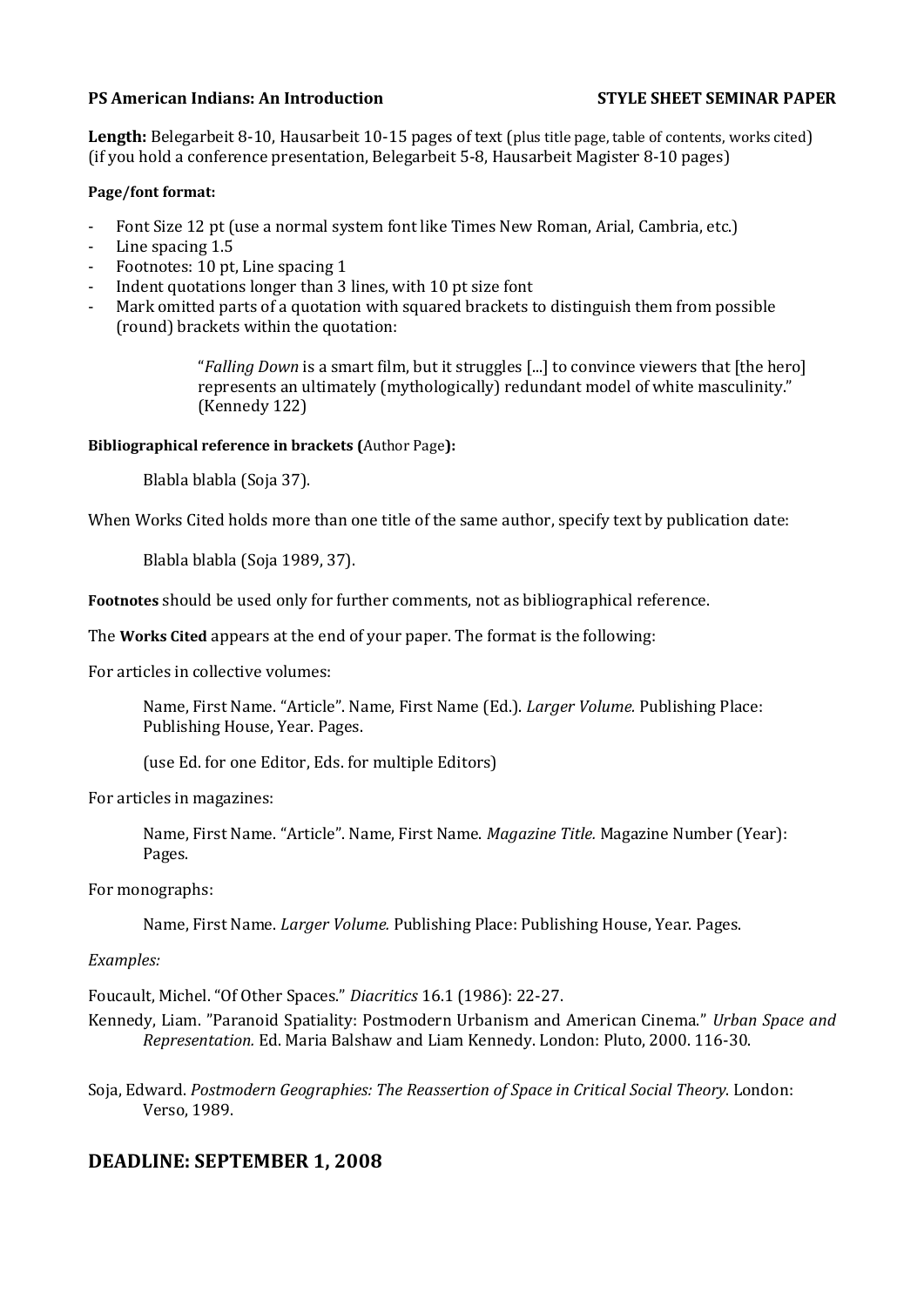**PS American Indians: An Introduction** **STYLE SHEET SEMINAR PAPER**

**Length:** Belegarbeit 8-10, Hausarbeit 10-15 pages of text (plus title page, table of contents, works cited) (if you hold a conference presentation, Belegarbeit 5-8, Hausarbeit Magister 8-10 pages)

**Page/font format:**

- Font Size 12 pt (use a normal system font like Times New Roman, Arial, Cambria, etc.)
- Line spacing 1.5
- Footnotes: 10 pt, Line spacing 1
- Indent quotations longer than 3 lines, with 10 pt size font
- Mark omitted parts of a quotation with squared brackets to distinguish them from possible (round) brackets within the quotation:

> "*Falling Down* is a smart film, but it struggles [...] to convince viewers that [the hero] represents an ultimately (mythologically) redundant model of white masculinity." (Kennedy 122)

**Bibliographical reference in brackets (**Author Page**):**

> Blabla blabla (Soja 37).

When Works Cited holds more than one title of the same author, specify text by publication date:

> Blabla blabla (Soja 1989, 37).

**Footnotes** should be used only for further comments, not as bibliographical reference.

The **Works Cited** appears at the end of your paper. The format is the following:

For articles in collective volumes:

> Name, First Name. "Article". Name, First Name (Ed.). *Larger Volume.* Publishing Place: Publishing House, Year. Pages.
>
> (use Ed. for one Editor, Eds. for multiple Editors)

For articles in magazines:

> Name, First Name. "Article". Name, First Name. *Magazine Title.* Magazine Number (Year): Pages.

For monographs:

> Name, First Name. *Larger Volume.* Publishing Place: Publishing House, Year. Pages.

*Examples:*

Foucault, Michel. "Of Other Spaces." *Diacritics* 16.1 (1986): 22-27.

Kennedy, Liam. "Paranoid Spatiality: Postmodern Urbanism and American Cinema." *Urban Space and Representation.* Ed. Maria Balshaw and Liam Kennedy. London: Pluto, 2000. 116-30.

Soja, Edward. *Postmodern Geographies: The Reassertion of Space in Critical Social Theory*. London: Verso, 1989.

## DEADLINE: SEPTEMBER 1, 2008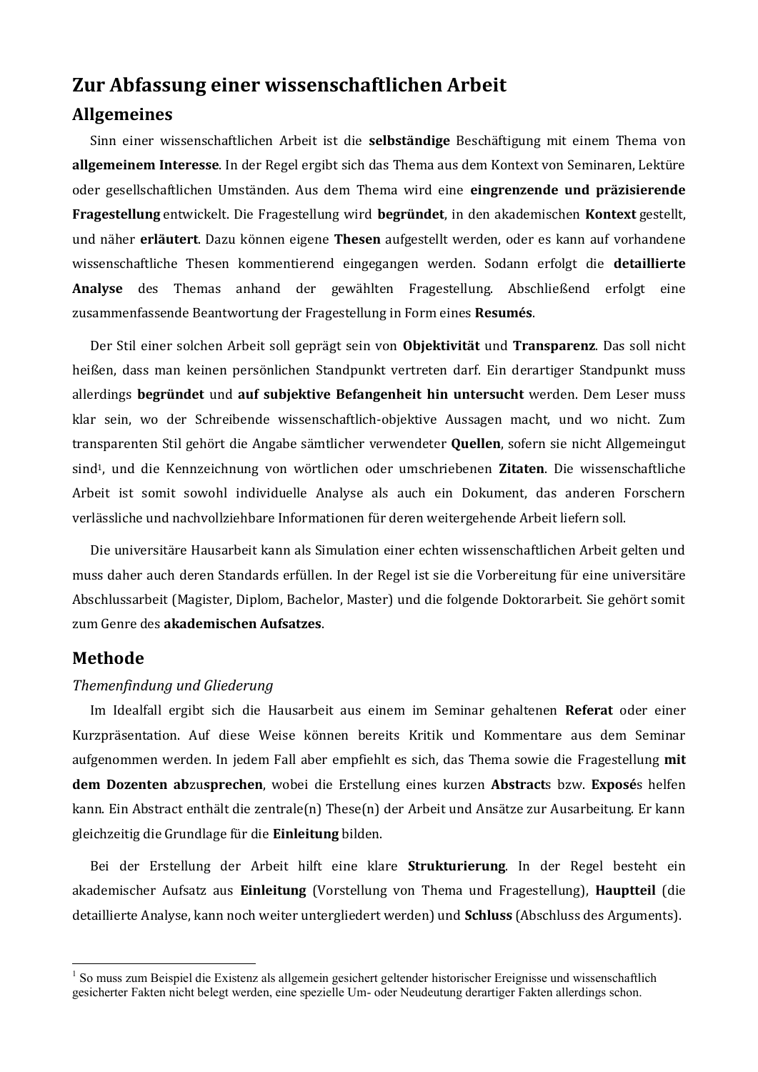# Zur Abfassung einer wissenschaftlichen Arbeit

## Allgemeines

Sinn einer wissenschaftlichen Arbeit ist die **selbständige** Beschäftigung mit einem Thema von **allgemeinem Interesse**. In der Regel ergibt sich das Thema aus dem Kontext von Seminaren, Lektüre oder gesellschaftlichen Umständen. Aus dem Thema wird eine **eingrenzende und präzisierende Fragestellung** entwickelt. Die Fragestellung wird **begründet**, in den akademischen **Kontext** gestellt, und näher **erläutert**. Dazu können eigene **Thesen** aufgestellt werden, oder es kann auf vorhandene wissenschaftliche Thesen kommentierend eingegangen werden. Sodann erfolgt die **detaillierte Analyse** des Themas anhand der gewählten Fragestellung. Abschließend erfolgt eine zusammenfassende Beantwortung der Fragestellung in Form eines **Resumés**.

Der Stil einer solchen Arbeit soll geprägt sein von **Objektivität** und **Transparenz**. Das soll nicht heißen, dass man keinen persönlichen Standpunkt vertreten darf. Ein derartiger Standpunkt muss allerdings **begründet** und **auf subjektive Befangenheit hin untersucht** werden. Dem Leser muss klar sein, wo der Schreibende wissenschaftlich-objektive Aussagen macht, und wo nicht. Zum transparenten Stil gehört die Angabe sämtlicher verwendeter **Quellen**, sofern sie nicht Allgemeingut sind[1], und die Kennzeichnung von wörtlichen oder umschriebenen **Zitaten**. Die wissenschaftliche Arbeit ist somit sowohl individuelle Analyse als auch ein Dokument, das anderen Forschern verlässliche und nachvollziehbare Informationen für deren weitergehende Arbeit liefern soll.

Die universitäre Hausarbeit kann als Simulation einer echten wissenschaftlichen Arbeit gelten und muss daher auch deren Standards erfüllen. In der Regel ist sie die Vorbereitung für eine universitäre Abschlussarbeit (Magister, Diplom, Bachelor, Master) und die folgende Doktorarbeit. Sie gehört somit zum Genre des **akademischen Aufsatzes**.

## Methode

### *Themenfindung und Gliederung*

Im Idealfall ergibt sich die Hausarbeit aus einem im Seminar gehaltenen **Referat** oder einer Kurzpräsentation. Auf diese Weise können bereits Kritik und Kommentare aus dem Seminar aufgenommen werden. In jedem Fall aber empfiehlt es sich, das Thema sowie die Fragestellung **mit dem Dozenten ab**zu**sprechen**, wobei die Erstellung eines kurzen **Abstract**s bzw. **Exposé**s helfen kann. Ein Abstract enthält die zentrale(n) These(n) der Arbeit und Ansätze zur Ausarbeitung. Er kann gleichzeitig die Grundlage für die **Einleitung** bilden.

Bei der Erstellung der Arbeit hilft eine klare **Strukturierung**. In der Regel besteht ein akademischer Aufsatz aus **Einleitung** (Vorstellung von Thema und Fragestellung), **Hauptteil** (die detaillierte Analyse, kann noch weiter untergliedert werden) und **Schluss** (Abschluss des Arguments).

---

[1] So muss zum Beispiel die Existenz als allgemein gesichert geltender historischer Ereignisse und wissenschaftlich gesicherter Fakten nicht belegt werden, eine spezielle Um- oder Neudeutung derartiger Fakten allerdings schon.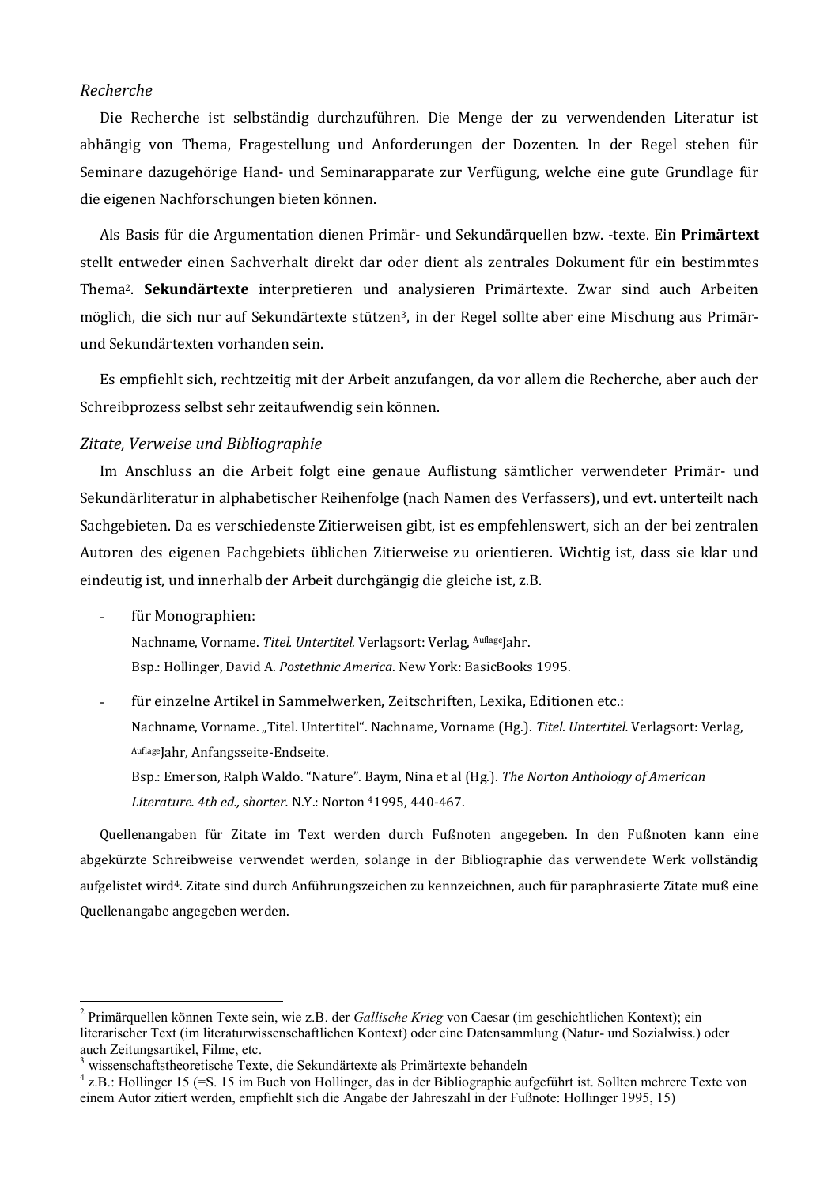*Recherche*

Die Recherche ist selbständig durchzuführen. Die Menge der zu verwendenden Literatur ist abhängig von Thema, Fragestellung und Anforderungen der Dozenten. In der Regel stehen für Seminare dazugehörige Hand- und Seminarapparate zur Verfügung, welche eine gute Grundlage für die eigenen Nachforschungen bieten können.

Als Basis für die Argumentation dienen Primär- und Sekundärquellen bzw. -texte. Ein **Primärtext** stellt entweder einen Sachverhalt direkt dar oder dient als zentrales Dokument für ein bestimmtes Thema[2]. **Sekundärtexte** interpretieren und analysieren Primärtexte. Zwar sind auch Arbeiten möglich, die sich nur auf Sekundärtexte stützen[3], in der Regel sollte aber eine Mischung aus Primär- und Sekundärtexten vorhanden sein.

Es empfiehlt sich, rechtzeitig mit der Arbeit anzufangen, da vor allem die Recherche, aber auch der Schreibprozess selbst sehr zeitaufwendig sein können.

*Zitate, Verweise und Bibliographie*

Im Anschluss an die Arbeit folgt eine genaue Auflistung sämtlicher verwendeter Primär- und Sekundärliteratur in alphabetischer Reihenfolge (nach Namen des Verfassers), und evt. unterteilt nach Sachgebieten. Da es verschiedenste Zitierweisen gibt, ist es empfehlenswert, sich an der bei zentralen Autoren des eigenen Fachgebiets üblichen Zitierweise zu orientieren. Wichtig ist, dass sie klar und eindeutig ist, und innerhalb der Arbeit durchgängig die gleiche ist, z.B.

- für Monographien:
  Nachname, Vorname. *Titel. Untertitel.* Verlagsort: Verlag, $^{Auflage}$Jahr.
  Bsp.: Hollinger, David A. *Postethnic America*. New York: BasicBooks 1995.
- für einzelne Artikel in Sammelwerken, Zeitschriften, Lexika, Editionen etc.:
  Nachname, Vorname. „Titel. Untertitel". Nachname, Vorname (Hg.). *Titel. Untertitel.* Verlagsort: Verlag, $^{Auflage}$Jahr, Anfangsseite-Endseite.
  Bsp.: Emerson, Ralph Waldo. "Nature". Baym, Nina et al (Hg.). *The Norton Anthology of American Literature. 4th ed., shorter.* N.Y.: Norton $^{4}$1995, 440-467.

Quellenangaben für Zitate im Text werden durch Fußnoten angegeben. In den Fußnoten kann eine abgekürzte Schreibweise verwendet werden, solange in der Bibliographie das verwendete Werk vollständig aufgelistet wird[4]. Zitate sind durch Anführungszeichen zu kennzeichnen, auch für paraphrasierte Zitate muß eine Quellenangabe angegeben werden.

---

[2] Primärquellen können Texte sein, wie z.B. der *Gallische Krieg* von Caesar (im geschichtlichen Kontext); ein literarischer Text (im literaturwissenschaftlichen Kontext) oder eine Datensammlung (Natur- und Sozialwiss.) oder auch Zeitungsartikel, Filme, etc.

[3] wissenschaftstheoretische Texte, die Sekundärtexte als Primärtexte behandeln

[4] z.B.: Hollinger 15 (=S. 15 im Buch von Hollinger, das in der Bibliographie aufgeführt ist. Sollten mehrere Texte von einem Autor zitiert werden, empfiehlt sich die Angabe der Jahreszahl in der Fußnote: Hollinger 1995, 15)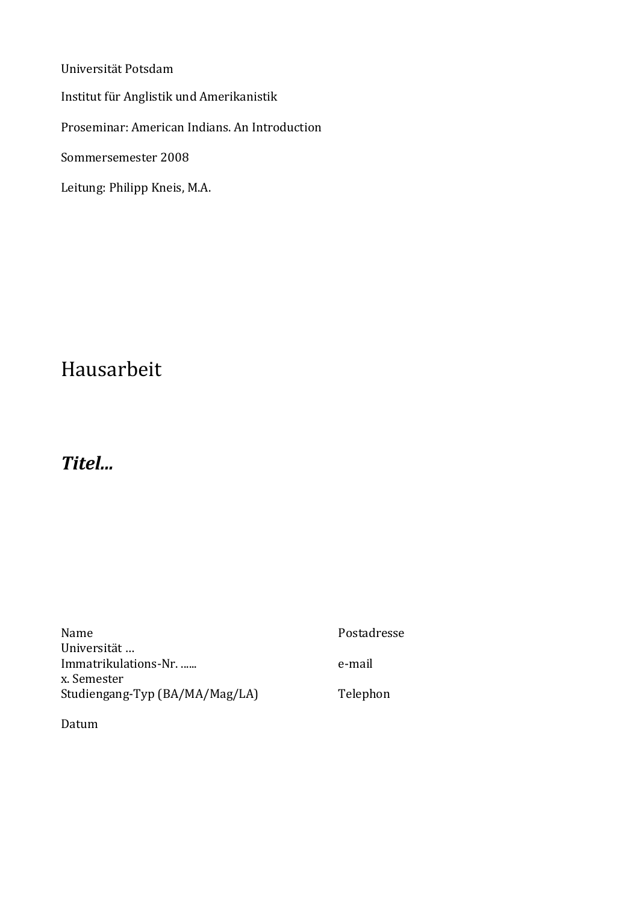Universität Potsdam

Institut für Anglistik und Amerikanistik

Proseminar: American Indians. An Introduction

Sommersemester 2008

Leitung: Philipp Kneis, M.A.

# Hausarbeit

## ***Titel...***

Name
Universität …
Immatrikulations-Nr. ......
x. Semester
Studiengang-Typ (BA/MA/Mag/LA)

Postadresse

e-mail

Telephon

Datum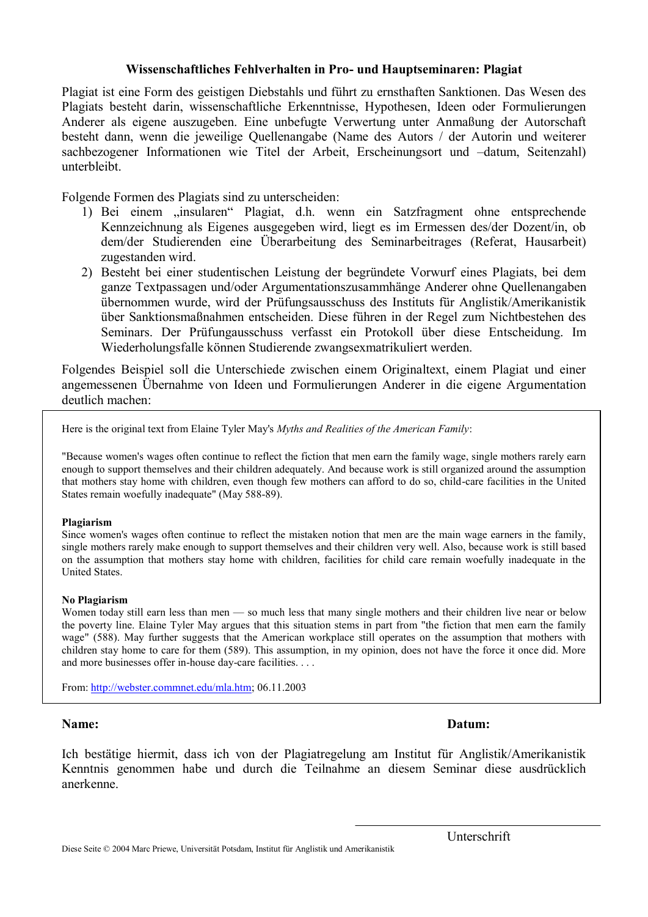**Wissenschaftliches Fehlverhalten in Pro- und Hauptseminaren: Plagiat**

Plagiat ist eine Form des geistigen Diebstahls und führt zu ernsthaften Sanktionen. Das Wesen des Plagiats besteht darin, wissenschaftliche Erkenntnisse, Hypothesen, Ideen oder Formulierungen Anderer als eigene auszugeben. Eine unbefugte Verwertung unter Anmaßung der Autorschaft besteht dann, wenn die jeweilige Quellenangabe (Name des Autors / der Autorin und weiterer sachbezogener Informationen wie Titel der Arbeit, Erscheinungsort und –datum, Seitenzahl) unterbleibt.

Folgende Formen des Plagiats sind zu unterscheiden:

1) Bei einem „insularen" Plagiat, d.h. wenn ein Satzfragment ohne entsprechende Kennzeichnung als Eigenes ausgegeben wird, liegt es im Ermessen des/der Dozent/in, ob dem/der Studierenden eine Überarbeitung des Seminarbeitrages (Referat, Hausarbeit) zugestanden wird.
2) Besteht bei einer studentischen Leistung der begründete Vorwurf eines Plagiats, bei dem ganze Textpassagen und/oder Argumentationszusammhänge Anderer ohne Quellenangaben übernommen wurde, wird der Prüfungsausschuss des Instituts für Anglistik/Amerikanistik über Sanktionsmaßnahmen entscheiden. Diese führen in der Regel zum Nichtbestehen des Seminars. Der Prüfungausschuss verfasst ein Protokoll über diese Entscheidung. Im Wiederholungsfalle können Studierende zwangsexmatrikuliert werden.

Folgendes Beispiel soll die Unterschiede zwischen einem Originaltext, einem Plagiat und einer angemessenen Übernahme von Ideen und Formulierungen Anderer in die eigene Argumentation deutlich machen:

Here is the original text from Elaine Tyler May's *Myths and Realities of the American Family*:

"Because women's wages often continue to reflect the fiction that men earn the family wage, single mothers rarely earn enough to support themselves and their children adequately. And because work is still organized around the assumption that mothers stay home with children, even though few mothers can afford to do so, child-care facilities in the United States remain woefully inadequate" (May 588-89).

**Plagiarism**
Since women's wages often continue to reflect the mistaken notion that men are the main wage earners in the family, single mothers rarely make enough to support themselves and their children very well. Also, because work is still based on the assumption that mothers stay home with children, facilities for child care remain woefully inadequate in the United States.

**No Plagiarism**
Women today still earn less than men — so much less that many single mothers and their children live near or below the poverty line. Elaine Tyler May argues that this situation stems in part from "the fiction that men earn the family wage" (588). May further suggests that the American workplace still operates on the assumption that mothers with children stay home to care for them (589). This assumption, in my opinion, does not have the force it once did. More and more businesses offer in-house day-care facilities. . . .

From: http://webster.commnet.edu/mla.htm; 06.11.2003

**Name:** **Datum:**

Ich bestätige hiermit, dass ich von der Plagiatregelung am Institut für Anglistik/Amerikanistik Kenntnis genommen habe und durch die Teilnahme an diesem Seminar diese ausdrücklich anerkenne.

Unterschrift

Diese Seite © 2004 Marc Priewe, Universität Potsdam, Institut für Anglistik und Amerikanistik